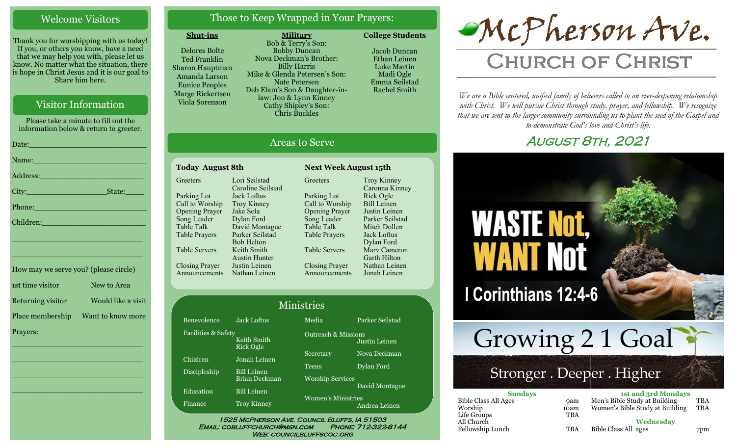## Welcome Visitors

Thank you for worshipping with us today! If you, or others you know, have a need that we may help you with, please let us know. No matter what the situation, there is hope in Christ Jesus and it is our goal to Share him here.

## Visitor Information

Please take a minute to fill out the information below & return to greeter.

Date:\_\_\_\_\_\_\_\_\_\_\_\_\_\_\_\_\_\_\_\_\_\_\_\_\_

Name:\_\_\_\_\_\_\_\_\_\_\_\_\_\_\_\_\_\_\_\_\_\_\_\_\_

Address:\_\_\_\_\_\_\_\_\_\_\_\_\_\_\_\_\_\_\_\_\_\_\_

City:\_\_\_\_\_\_\_\_\_\_\_\_\_\_\_\_\_\_State:\_\_\_\_\_

Phone:\_\_\_\_\_\_\_\_\_\_\_\_\_\_\_\_\_\_\_\_\_\_\_\_\_

Children:\_\_\_\_\_\_\_\_\_\_\_\_\_\_\_\_\_\_\_\_\_\_\_

\_\_\_\_\_\_\_\_\_\_\_\_\_\_\_\_\_\_\_\_\_\_\_\_\_\_\_\_\_\_

\_\_\_\_\_\_\_\_\_\_\_\_\_\_\_\_\_\_\_\_\_\_\_\_\_\_\_\_\_\_

How may we serve you? (please circle)

| | |
|---|---|
| 1st time visitor | New to Area |
| Returning visitor | Would like a visit |
| Place membership | Want to know more |

Prayers:

\_\_\_\_\_\_\_\_\_\_\_\_\_\_\_\_\_\_\_\_\_\_\_\_\_\_\_\_\_\_

\_\_\_\_\_\_\_\_\_\_\_\_\_\_\_\_\_\_\_\_\_\_\_\_\_\_\_\_\_\_

\_\_\_\_\_\_\_\_\_\_\_\_\_\_\_\_\_\_\_\_\_\_\_\_\_\_\_\_\_\_

\_\_\_\_\_\_\_\_\_\_\_\_\_\_\_\_\_\_\_\_\_\_\_\_\_\_\_\_\_\_

## Those to Keep Wrapped in Your Prayers:

**Shut-ins**

Delores Bolte
Ted Franklin
Sharon Hauptman
Amanda Larson
Eunice Peoples
Marge Rickertsen
Viola Sorenson

**Military**

Bob & Terry's Son: Bobby Duncan
Nova Deckman's Brother: Billy Harris
Mike & Glenda Petersen's Son: Nate Petersen
Deb Elam's Son & Daughter-in-law: Jon & Lynn Kinney
Cathy Shipley's Son: Chris Buckles

**College Students**

Jacob Duncan
Ethan Leinen
Luke Martin
Madi Ogle
Emma Seilstad
Rachel Smith

## Areas to Serve

| Today August 8th | | Next Week August 15th | |
|---|---|---|---|
| Greeters | Lori Seilstad, Caroline Seilstad | Greeters | Troy Kinney, Caronna Kinney |
| Parking Lot | Jack Loftus | Parking Lot | Rick Ogle |
| Call to Worship | Troy Kinney | Call to Worship | Bill Leinen |
| Opening Prayer | Jake Sola | Opening Prayer | Justin Leinen |
| Song Leader | Dylan Ford | Song Leader | Parker Seilstad |
| Table Talk | David Montague | Table Talk | Mitch Dollen |
| Table Prayers | Parker Seilstad, Bob Helton | Table Prayers | Jack Loftus, Dylan Ford |
| Table Servers | Keith Smith, Austin Hunter | Table Servers | Marv Cameron, Garth Hilton |
| Closing Prayer | Justin Leinen | Closing Prayer | Nathan Leinen |
| Announcements | Nathan Leinen | Announcements | Jonah Leinen |

## Ministries

| | | | |
|---|---|---|---|
| Benevolence | Jack Loftus | Media | Parker Seilstad |
| Facilities & Safety | Keith Smith, Rick Ogle | Outreach & Missions | Justin Leinen |
| Children | Jonah Leinen | Secretary | Nova Deckman |
| Discipleship | Bill Leinen, Brian Deckman | Teens | Dylan Ford |
| Education | Bill Leinen | Worship Services | David Montague |
| Finance | Troy Kinney | Women's Ministries | Andrea Leinen |

1525 McPherson Ave. Council Bluffs, IA 51503
Email: cobluffchurch@msn.com Phone: 712-322-8144
Web: councilbluffscoc.org

# McPherson Ave.
## Church of Christ

*We are a Bible centered, unified family of believers called to an ever-deepening relationship with Christ. We will pursue Christ through study, prayer, and fellowship. We recognize that we are sent to the larger community surrounding us to plant the seed of the Gospel and to demonstrate God's love and Christ's life.*

### August 8th, 2021

WASTE Not, WANT Not
I Corinthians 12:4-6

Growing 2 1 Goal
Stronger . Deeper . Higher

**Sundays**

| | |
|---|---|
| Bible Class All Ages | 9am |
| Worship | 10am |
| Life Groups | TBA |
| All Church Fellowship Lunch | TBA |

**1st and 3rd Mondays**

| | |
|---|---|
| Men's Bible Study at Building | TBA |
| Women's Bible Study at Building | TBA |

**Wednesday**

| | |
|---|---|
| Bible Class All ages | 7pm |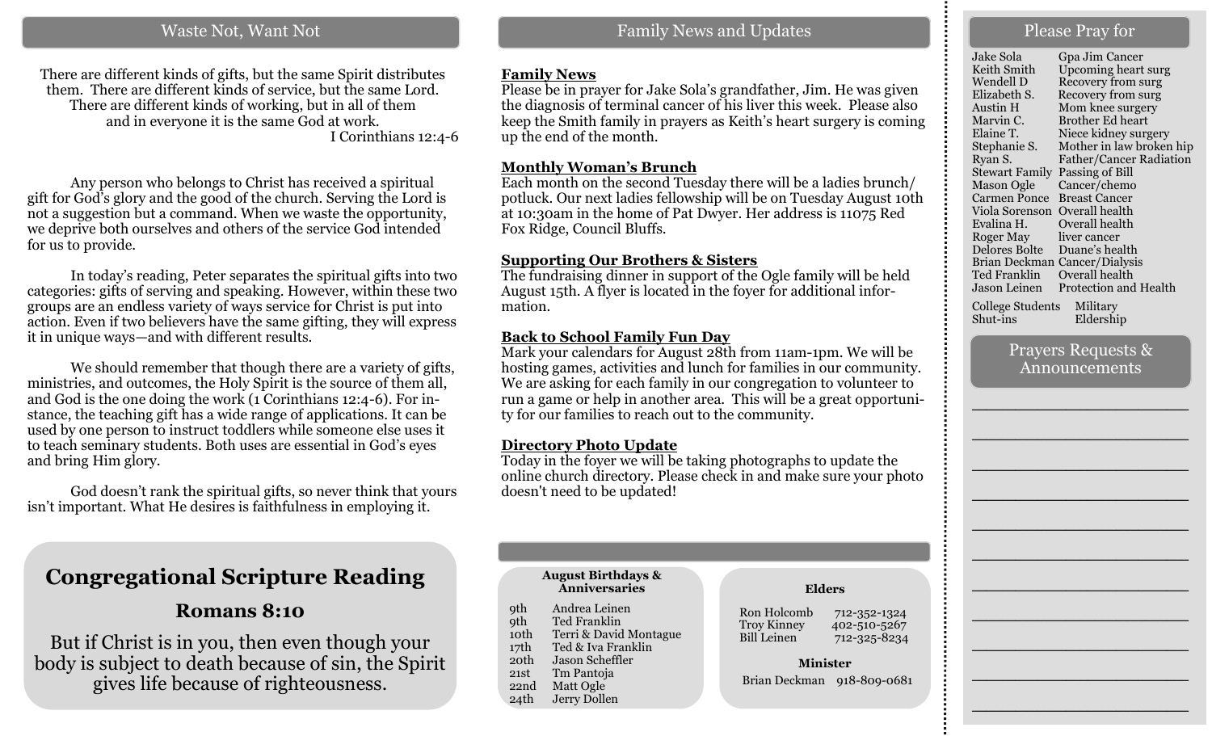## Waste Not, Want Not

There are different kinds of gifts, but the same Spirit distributes them. There are different kinds of service, but the same Lord. There are different kinds of working, but in all of them and in everyone it is the same God at work.

I Corinthians 12:4-6

Any person who belongs to Christ has received a spiritual gift for God's glory and the good of the church. Serving the Lord is not a suggestion but a command. When we waste the opportunity, we deprive both ourselves and others of the service God intended for us to provide.

In today's reading, Peter separates the spiritual gifts into two categories: gifts of serving and speaking. However, within these two groups are an endless variety of ways service for Christ is put into action. Even if two believers have the same gifting, they will express it in unique ways—and with different results.

We should remember that though there are a variety of gifts, ministries, and outcomes, the Holy Spirit is the source of them all, and God is the one doing the work (1 Corinthians 12:4-6). For instance, the teaching gift has a wide range of applications. It can be used by one person to instruct toddlers while someone else uses it to teach seminary students. Both uses are essential in God's eyes and bring Him glory.

God doesn't rank the spiritual gifts, so never think that yours isn't important. What He desires is faithfulness in employing it.

## Congregational Scripture Reading

### Romans 8:10

But if Christ is in you, then even though your body is subject to death because of sin, the Spirit gives life because of righteousness.

## Family News and Updates

**Family News**

Please be in prayer for Jake Sola's grandfather, Jim. He was given the diagnosis of terminal cancer of his liver this week. Please also keep the Smith family in prayers as Keith's heart surgery is coming up the end of the month.

**Monthly Woman's Brunch**

Each month on the second Tuesday there will be a ladies brunch/ potluck. Our next ladies fellowship will be on Tuesday August 10th at 10:30am in the home of Pat Dwyer. Her address is 11075 Red Fox Ridge, Council Bluffs.

**Supporting Our Brothers & Sisters**

The fundraising dinner in support of the Ogle family will be held August 15th. A flyer is located in the foyer for additional information.

**Back to School Family Fun Day**

Mark your calendars for August 28th from 11am-1pm. We will be hosting games, activities and lunch for families in our community. We are asking for each family in our congregation to volunteer to run a game or help in another area. This will be a great opportunity for our families to reach out to the community.

**Directory Photo Update**

Today in the foyer we will be taking photographs to update the online church directory. Please check in and make sure your photo doesn't need to be updated!

**August Birthdays & Anniversaries**

| | |
|---|---|
| 9th | Andrea Leinen |
| 9th | Ted Franklin |
| 10th | Terri & David Montague |
| 17th | Ted & Iva Franklin |
| 20th | Jason Scheffler |
| 21st | Tm Pantoja |
| 22nd | Matt Ogle |
| 24th | Jerry Dollen |

**Elders**

| | |
|---|---|
| Ron Holcomb | 712-352-1324 |
| Troy Kinney | 402-510-5267 |
| Bill Leinen | 712-325-8234 |

**Minister**

Brian Deckman 918-809-0681

## Please Pray for

| | |
|---|---|
| Jake Sola | Gpa Jim Cancer |
| Keith Smith | Upcoming heart surg |
| Wendell D | Recovery from surg |
| Elizabeth S. | Recovery from surg |
| Austin H | Mom knee surgery |
| Marvin C. | Brother Ed heart |
| Elaine T. | Niece kidney surgery |
| Stephanie S. | Mother in law broken hip |
| Ryan S. | Father/Cancer Radiation |
| Stewart Family | Passing of Bill |
| Mason Ogle | Cancer/chemo |
| Carmen Ponce | Breast Cancer |
| Viola Sorenson | Overall health |
| Evalina H. | Overall health |
| Roger May | liver cancer |
| Delores Bolte | Duane's health |
| Brian Deckman | Cancer/Dialysis |
| Ted Franklin | Overall health |
| Jason Leinen | Protection and Health |

College Students    Military

Shut-ins    Eldership

## Prayers Requests & Announcements

______________________

______________________

______________________

______________________

______________________

______________________

______________________

______________________

______________________

______________________

______________________